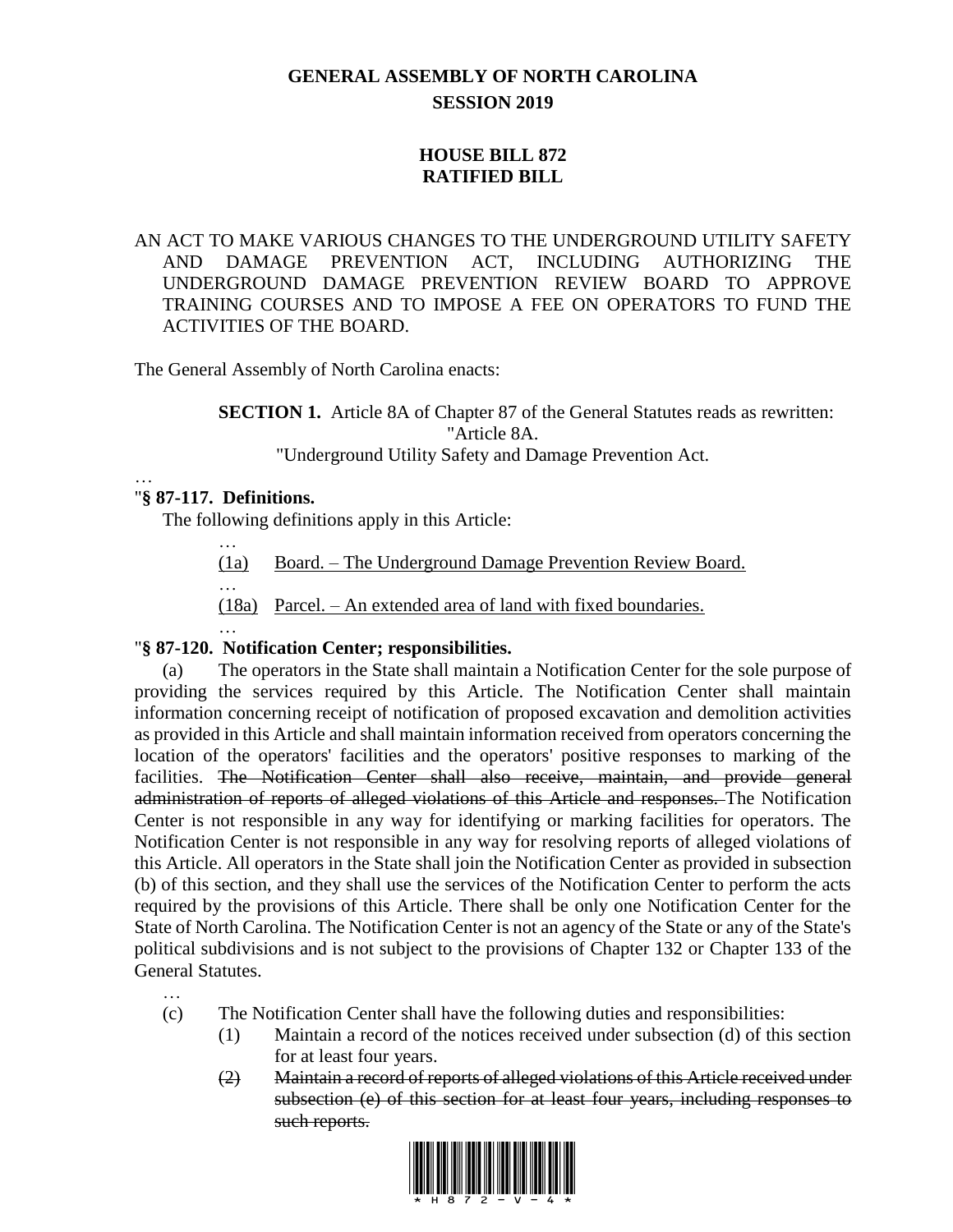# GENERAL ASSEMBLY OF NORTH CAROLINA
## SESSION 2019

## HOUSE BILL 872
## RATIFIED BILL

AN ACT TO MAKE VARIOUS CHANGES TO THE UNDERGROUND UTILITY SAFETY AND DAMAGE PREVENTION ACT, INCLUDING AUTHORIZING THE UNDERGROUND DAMAGE PREVENTION REVIEW BOARD TO APPROVE TRAINING COURSES AND TO IMPOSE A FEE ON OPERATORS TO FUND THE ACTIVITIES OF THE BOARD.

The General Assembly of North Carolina enacts:

**SECTION 1.** Article 8A of Chapter 87 of the General Statutes reads as rewritten:

"Article 8A.

"Underground Utility Safety and Damage Prevention Act.

…

"**§ 87-117. Definitions.**

The following definitions apply in this Article:

…

<u>(1a) Board. – The Underground Damage Prevention Review Board.</u>

…

<u>(18a) Parcel. – An extended area of land with fixed boundaries.</u>

…

"**§ 87-120. Notification Center; responsibilities.**

(a) The operators in the State shall maintain a Notification Center for the sole purpose of providing the services required by this Article. The Notification Center shall maintain information concerning receipt of notification of proposed excavation and demolition activities as provided in this Article and shall maintain information received from operators concerning the location of the operators' facilities and the operators' positive responses to marking of the facilities. ~~The Notification Center shall also receive, maintain, and provide general administration of reports of alleged violations of this Article and responses.~~ The Notification Center is not responsible in any way for identifying or marking facilities for operators. The Notification Center is not responsible in any way for resolving reports of alleged violations of this Article. All operators in the State shall join the Notification Center as provided in subsection (b) of this section, and they shall use the services of the Notification Center to perform the acts required by the provisions of this Article. There shall be only one Notification Center for the State of North Carolina. The Notification Center is not an agency of the State or any of the State's political subdivisions and is not subject to the provisions of Chapter 132 or Chapter 133 of the General Statutes.

…

(c) The Notification Center shall have the following duties and responsibilities:

(1) Maintain a record of the notices received under subsection (d) of this section for at least four years.

~~(2) Maintain a record of reports of alleged violations of this Article received under subsection (e) of this section for at least four years, including responses to such reports.~~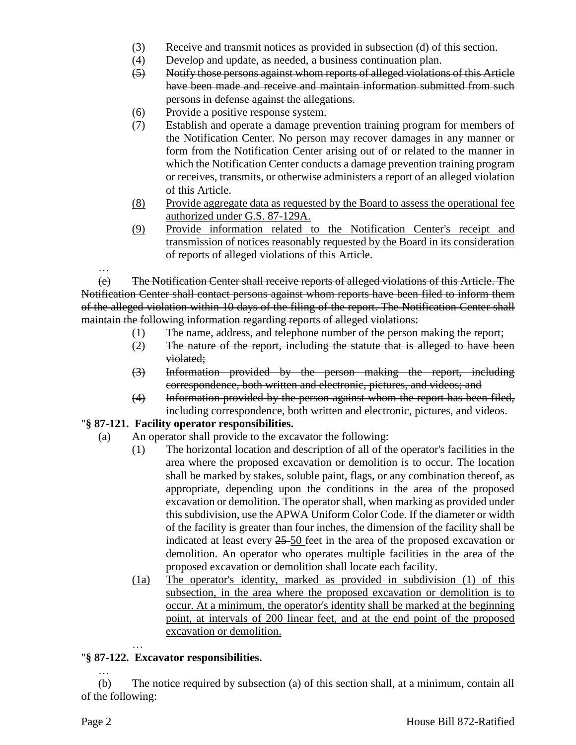(3) Receive and transmit notices as provided in subsection (d) of this section.

(4) Develop and update, as needed, a business continuation plan.

(5) ~~Notify those persons against whom reports of alleged violations of this Article have been made and receive and maintain information submitted from such persons in defense against the allegations.~~

(6) Provide a positive response system.

(7) Establish and operate a damage prevention training program for members of the Notification Center. No person may recover damages in any manner or form from the Notification Center arising out of or related to the manner in which the Notification Center conducts a damage prevention training program or receives, transmits, or otherwise administers a report of an alleged violation of this Article.

<u>(8) Provide aggregate data as requested by the Board to assess the operational fee authorized under G.S. 87-129A.</u>

<u>(9) Provide information related to the Notification Center's receipt and transmission of notices reasonably requested by the Board in its consideration of reports of alleged violations of this Article.</u>

…

~~(e) The Notification Center shall receive reports of alleged violations of this Article. The Notification Center shall contact persons against whom reports have been filed to inform them of the alleged violation within 10 days of the filing of the report. The Notification Center shall maintain the following information regarding reports of alleged violations:~~

~~(1) The name, address, and telephone number of the person making the report;~~

~~(2) The nature of the report, including the statute that is alleged to have been violated;~~

~~(3) Information provided by the person making the report, including correspondence, both written and electronic, pictures, and videos; and~~

~~(4) Information provided by the person against whom the report has been filed, including correspondence, both written and electronic, pictures, and videos.~~

"**§ 87-121. Facility operator responsibilities.**

(a) An operator shall provide to the excavator the following:

(1) The horizontal location and description of all of the operator's facilities in the area where the proposed excavation or demolition is to occur. The location shall be marked by stakes, soluble paint, flags, or any combination thereof, as appropriate, depending upon the conditions in the area of the proposed excavation or demolition. The operator shall, when marking as provided under this subdivision, use the APWA Uniform Color Code. If the diameter or width of the facility is greater than four inches, the dimension of the facility shall be indicated at least every ~~25~~ <u>50</u> feet in the area of the proposed excavation or demolition. An operator who operates multiple facilities in the area of the proposed excavation or demolition shall locate each facility.

<u>(1a) The operator's identity, marked as provided in subdivision (1) of this subsection, in the area where the proposed excavation or demolition is to occur. At a minimum, the operator's identity shall be marked at the beginning point, at intervals of 200 linear feet, and at the end point of the proposed excavation or demolition.</u>

…

"**§ 87-122. Excavator responsibilities.**

…

(b) The notice required by subsection (a) of this section shall, at a minimum, contain all of the following: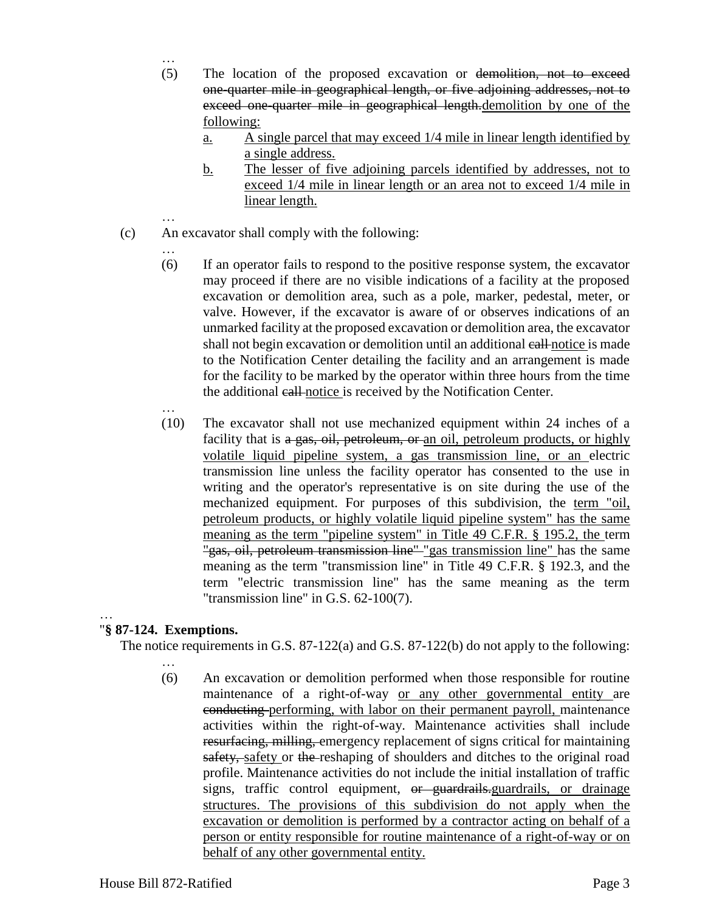…

(5) The location of the proposed excavation or ~~demolition, not to exceed one-quarter mile in geographical length, or five adjoining addresses, not to exceed one-quarter mile in geographical length.~~<u>demolition by one of the following:</u>

   <u>a.</u> <u>A single parcel that may exceed 1/4 mile in linear length identified by a single address.</u>

   <u>b.</u> <u>The lesser of five adjoining parcels identified by addresses, not to exceed 1/4 mile in linear length or an area not to exceed 1/4 mile in linear length.</u>

…

(c) An excavator shall comply with the following:

…

(6) If an operator fails to respond to the positive response system, the excavator may proceed if there are no visible indications of a facility at the proposed excavation or demolition area, such as a pole, marker, pedestal, meter, or valve. However, if the excavator is aware of or observes indications of an unmarked facility at the proposed excavation or demolition area, the excavator shall not begin excavation or demolition until an additional ~~call~~ <u>notice</u> is made to the Notification Center detailing the facility and an arrangement is made for the facility to be marked by the operator within three hours from the time the additional ~~call~~ <u>notice</u> is received by the Notification Center.

…

(10) The excavator shall not use mechanized equipment within 24 inches of a facility that is ~~a gas, oil, petroleum, or~~ <u>an oil, petroleum products, or highly volatile liquid pipeline system, a gas transmission line, or an</u> electric transmission line unless the facility operator has consented to the use in writing and the operator's representative is on site during the use of the mechanized equipment. For purposes of this subdivision, the <u>term "oil, petroleum products, or highly volatile liquid pipeline system" has the same meaning as the term "pipeline system" in Title 49 C.F.R. § 195.2, the</u> term ~~"gas, oil, petroleum transmission line"~~ <u>"gas transmission line"</u> has the same meaning as the term "transmission line" in Title 49 C.F.R. § 192.3, and the term "electric transmission line" has the same meaning as the term "transmission line" in G.S. 62-100(7).

…

"**§ 87-124. Exemptions.**

The notice requirements in G.S. 87-122(a) and G.S. 87-122(b) do not apply to the following:

…

(6) An excavation or demolition performed when those responsible for routine maintenance of a right-of-way <u>or any other governmental entity</u> are ~~conducting~~ <u>performing, with labor on their permanent payroll,</u> maintenance activities within the right-of-way. Maintenance activities shall include ~~resurfacing, milling,~~ emergency replacement of signs critical for maintaining ~~safety,~~ <u>safety</u> or ~~the~~ reshaping of shoulders and ditches to the original road profile. Maintenance activities do not include the initial installation of traffic signs, traffic control equipment, ~~or guardrails.~~<u>guardrails, or drainage structures. The provisions of this subdivision do not apply when the excavation or demolition is performed by a contractor acting on behalf of a person or entity responsible for routine maintenance of a right-of-way or on behalf of any other governmental entity.</u>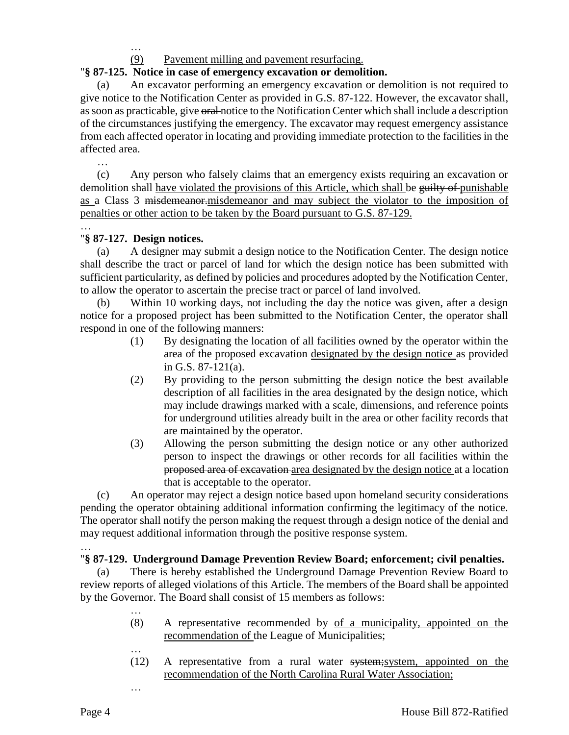…

(9) <u>Pavement milling and pavement resurfacing.</u>

"**§ 87-125. Notice in case of emergency excavation or demolition.**

(a) An excavator performing an emergency excavation or demolition is not required to give notice to the Notification Center as provided in G.S. 87-122. However, the excavator shall, as soon as practicable, give ~~oral~~ notice to the Notification Center which shall include a description of the circumstances justifying the emergency. The excavator may request emergency assistance from each affected operator in locating and providing immediate protection to the facilities in the affected area.

…

(c) Any person who falsely claims that an emergency exists requiring an excavation or demolition shall <u>have violated the provisions of this Article, which shall</u> be ~~guilty of~~ <u>punishable as</u> a Class 3 ~~misdemeanor.~~<u>misdemeanor and may subject the violator to the imposition of penalties or other action to be taken by the Board pursuant to G.S. 87-129.</u>

…

"**§ 87-127. Design notices.**

(a) A designer may submit a design notice to the Notification Center. The design notice shall describe the tract or parcel of land for which the design notice has been submitted with sufficient particularity, as defined by policies and procedures adopted by the Notification Center, to allow the operator to ascertain the precise tract or parcel of land involved.

(b) Within 10 working days, not including the day the notice was given, after a design notice for a proposed project has been submitted to the Notification Center, the operator shall respond in one of the following manners:

(1) By designating the location of all facilities owned by the operator within the area ~~of the proposed excavation~~ <u>designated by the design notice</u> as provided in G.S. 87-121(a).

(2) By providing to the person submitting the design notice the best available description of all facilities in the area designated by the design notice, which may include drawings marked with a scale, dimensions, and reference points for underground utilities already built in the area or other facility records that are maintained by the operator.

(3) Allowing the person submitting the design notice or any other authorized person to inspect the drawings or other records for all facilities within the ~~proposed area of excavation~~ <u>area designated by the design notice</u> at a location that is acceptable to the operator.

(c) An operator may reject a design notice based upon homeland security considerations pending the operator obtaining additional information confirming the legitimacy of the notice. The operator shall notify the person making the request through a design notice of the denial and may request additional information through the positive response system.

…

"**§ 87-129. Underground Damage Prevention Review Board; enforcement; civil penalties.**

(a) There is hereby established the Underground Damage Prevention Review Board to review reports of alleged violations of this Article. The members of the Board shall be appointed by the Governor. The Board shall consist of 15 members as follows:

…

(8) A representative ~~recommended by~~ <u>of a municipality, appointed on the recommendation of</u> the League of Municipalities;

…

(12) A representative from a rural water ~~system;~~<u>system, appointed on the recommendation of the North Carolina Rural Water Association;</u>

…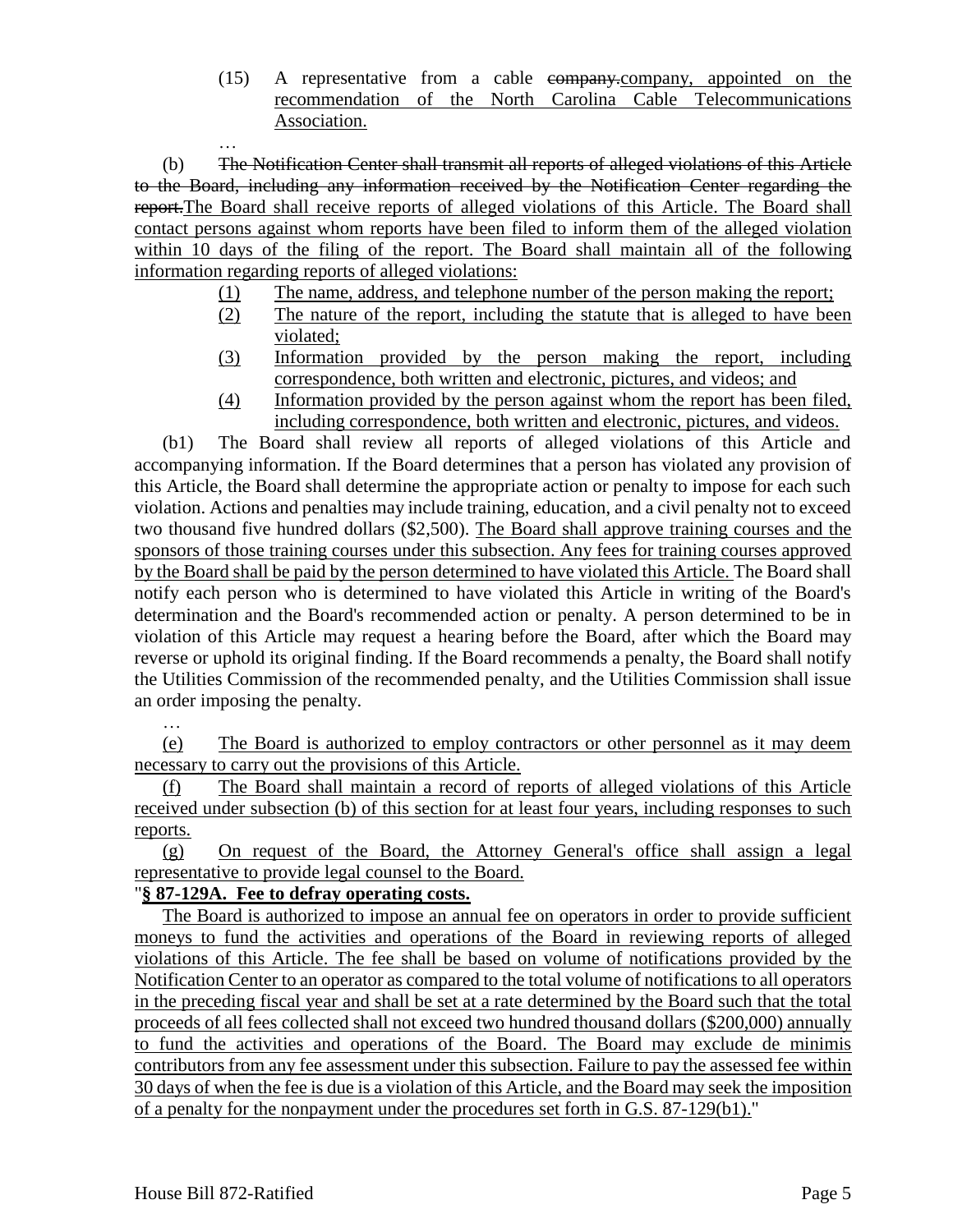(15) A representative from a cable ~~company.~~company, appointed on the recommendation of the North Carolina Cable Telecommunications Association.

…

(b) ~~The Notification Center shall transmit all reports of alleged violations of this Article to the Board, including any information received by the Notification Center regarding the report.~~The Board shall receive reports of alleged violations of this Article. The Board shall contact persons against whom reports have been filed to inform them of the alleged violation within 10 days of the filing of the report. The Board shall maintain all of the following information regarding reports of alleged violations:

(1) The name, address, and telephone number of the person making the report;

(2) The nature of the report, including the statute that is alleged to have been violated;

(3) Information provided by the person making the report, including correspondence, both written and electronic, pictures, and videos; and

(4) Information provided by the person against whom the report has been filed, including correspondence, both written and electronic, pictures, and videos.

(b1) The Board shall review all reports of alleged violations of this Article and accompanying information. If the Board determines that a person has violated any provision of this Article, the Board shall determine the appropriate action or penalty to impose for each such violation. Actions and penalties may include training, education, and a civil penalty not to exceed two thousand five hundred dollars ($2,500). The Board shall approve training courses and the sponsors of those training courses under this subsection. Any fees for training courses approved by the Board shall be paid by the person determined to have violated this Article. The Board shall notify each person who is determined to have violated this Article in writing of the Board's determination and the Board's recommended action or penalty. A person determined to be in violation of this Article may request a hearing before the Board, after which the Board may reverse or uphold its original finding. If the Board recommends a penalty, the Board shall notify the Utilities Commission of the recommended penalty, and the Utilities Commission shall issue an order imposing the penalty.

…

(e) The Board is authorized to employ contractors or other personnel as it may deem necessary to carry out the provisions of this Article.

(f) The Board shall maintain a record of reports of alleged violations of this Article received under subsection (b) of this section for at least four years, including responses to such reports.

(g) On request of the Board, the Attorney General's office shall assign a legal representative to provide legal counsel to the Board.

"**§ 87-129A. Fee to defray operating costs.**

The Board is authorized to impose an annual fee on operators in order to provide sufficient moneys to fund the activities and operations of the Board in reviewing reports of alleged violations of this Article. The fee shall be based on volume of notifications provided by the Notification Center to an operator as compared to the total volume of notifications to all operators in the preceding fiscal year and shall be set at a rate determined by the Board such that the total proceeds of all fees collected shall not exceed two hundred thousand dollars ($200,000) annually to fund the activities and operations of the Board. The Board may exclude de minimis contributors from any fee assessment under this subsection. Failure to pay the assessed fee within 30 days of when the fee is due is a violation of this Article, and the Board may seek the imposition of a penalty for the nonpayment under the procedures set forth in G.S. 87-129(b1)."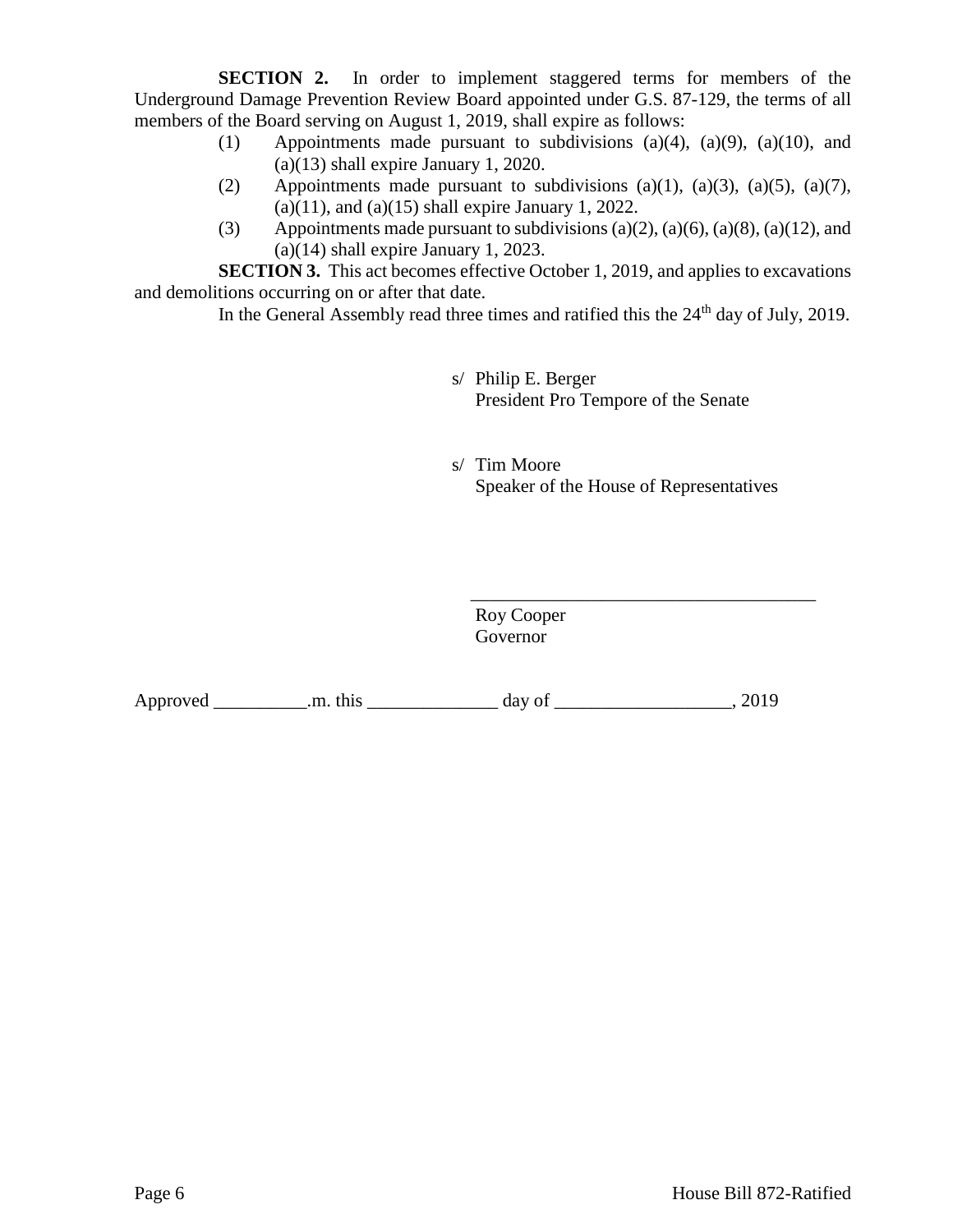**SECTION 2.** In order to implement staggered terms for members of the Underground Damage Prevention Review Board appointed under G.S. 87-129, the terms of all members of the Board serving on August 1, 2019, shall expire as follows:

(1) Appointments made pursuant to subdivisions (a)(4), (a)(9), (a)(10), and (a)(13) shall expire January 1, 2020.

(2) Appointments made pursuant to subdivisions (a)(1), (a)(3), (a)(5), (a)(7), (a)(11), and (a)(15) shall expire January 1, 2022.

(3) Appointments made pursuant to subdivisions (a)(2), (a)(6), (a)(8), (a)(12), and (a)(14) shall expire January 1, 2023.

**SECTION 3.** This act becomes effective October 1, 2019, and applies to excavations and demolitions occurring on or after that date.

In the General Assembly read three times and ratified this the 24th day of July, 2019.

s/ Philip E. Berger
President Pro Tempore of the Senate

s/ Tim Moore
Speaker of the House of Representatives

\_\_\_\_\_\_\_\_\_\_\_\_\_\_\_\_\_\_\_\_\_\_\_\_\_\_\_\_\_\_\_\_\_\_\_\_\_\_
Roy Cooper
Governor

Approved \_\_\_\_\_\_\_\_\_\_.m. this \_\_\_\_\_\_\_\_\_\_\_\_\_\_ day of \_\_\_\_\_\_\_\_\_\_\_\_\_\_\_\_\_\_\_, 2019